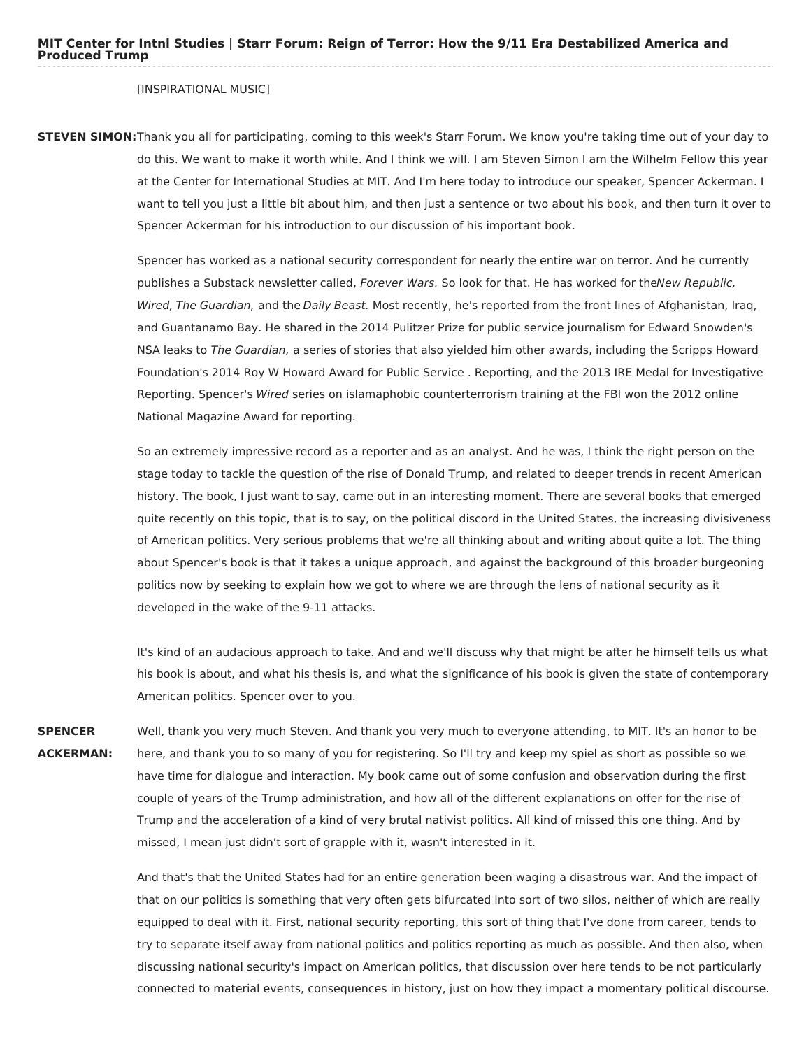**MIT Center for Intnl Studies | Starr Forum: Reign of Terror: How the 9/11 Era Destabilized America and Produced Trump**

[INSPIRATIONAL MUSIC]

**STEVEN SIMON:** Thank you all for participating, coming to this week's Starr Forum. We know you're taking time out of your day to do this. We want to make it worth while. And I think we will. I am Steven Simon I am the Wilhelm Fellow this year at the Center for International Studies at MIT. And I'm here today to introduce our speaker, Spencer Ackerman. I want to tell you just a little bit about him, and then just a sentence or two about his book, and then turn it over to Spencer Ackerman for his introduction to our discussion of his important book.

Spencer has worked as a national security correspondent for nearly the entire war on terror. And he currently publishes a Substack newsletter called, *Forever Wars.* So look for that. He has worked for the *New Republic, Wired, The Guardian,* and the *Daily Beast.* Most recently, he's reported from the front lines of Afghanistan, Iraq, and Guantanamo Bay. He shared in the 2014 Pulitzer Prize for public service journalism for Edward Snowden's NSA leaks to *The Guardian,* a series of stories that also yielded him other awards, including the Scripps Howard Foundation's 2014 Roy W Howard Award for Public Service . Reporting, and the 2013 IRE Medal for Investigative Reporting. Spencer's *Wired* series on islamaphobic counterterrorism training at the FBI won the 2012 online National Magazine Award for reporting.

So an extremely impressive record as a reporter and as an analyst. And he was, I think the right person on the stage today to tackle the question of the rise of Donald Trump, and related to deeper trends in recent American history. The book, I just want to say, came out in an interesting moment. There are several books that emerged quite recently on this topic, that is to say, on the political discord in the United States, the increasing divisiveness of American politics. Very serious problems that we're all thinking about and writing about quite a lot. The thing about Spencer's book is that it takes a unique approach, and against the background of this broader burgeoning politics now by seeking to explain how we got to where we are through the lens of national security as it developed in the wake of the 9-11 attacks.

It's kind of an audacious approach to take. And and we'll discuss why that might be after he himself tells us what his book is about, and what his thesis is, and what the significance of his book is given the state of contemporary American politics. Spencer over to you.

**SPENCER ACKERMAN:** Well, thank you very much Steven. And thank you very much to everyone attending, to MIT. It's an honor to be here, and thank you to so many of you for registering. So I'll try and keep my spiel as short as possible so we have time for dialogue and interaction. My book came out of some confusion and observation during the first couple of years of the Trump administration, and how all of the different explanations on offer for the rise of Trump and the acceleration of a kind of very brutal nativist politics. All kind of missed this one thing. And by missed, I mean just didn't sort of grapple with it, wasn't interested in it.

And that's that the United States had for an entire generation been waging a disastrous war. And the impact of that on our politics is something that very often gets bifurcated into sort of two silos, neither of which are really equipped to deal with it. First, national security reporting, this sort of thing that I've done from career, tends to try to separate itself away from national politics and politics reporting as much as possible. And then also, when discussing national security's impact on American politics, that discussion over here tends to be not particularly connected to material events, consequences in history, just on how they impact a momentary political discourse.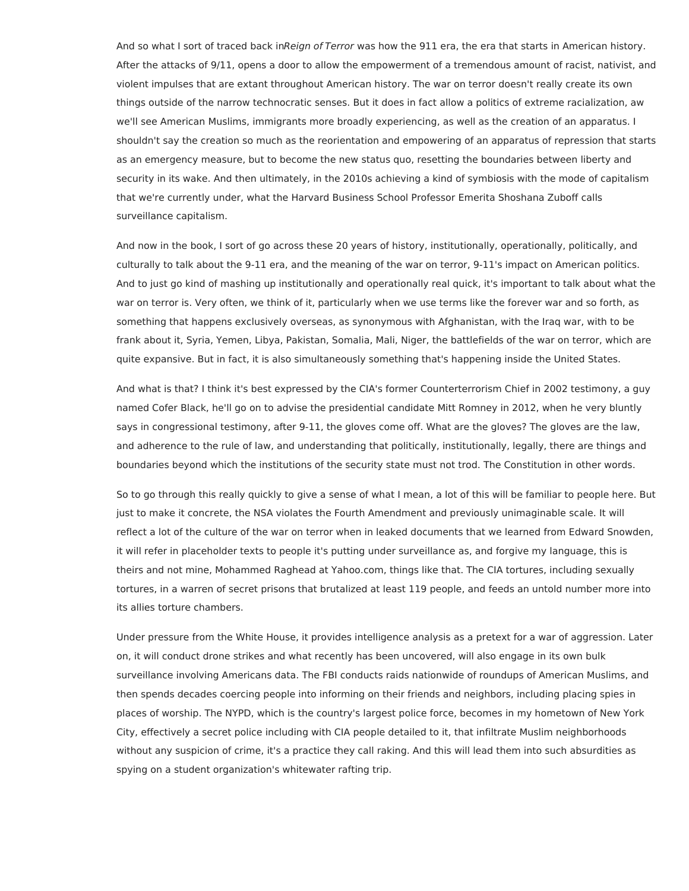And so what I sort of traced back in*Reign of Terror* was how the 911 era, the era that starts in American history. After the attacks of 9/11, opens a door to allow the empowerment of a tremendous amount of racist, nativist, and violent impulses that are extant throughout American history. The war on terror doesn't really create its own things outside of the narrow technocratic senses. But it does in fact allow a politics of extreme racialization, aw we'll see American Muslims, immigrants more broadly experiencing, as well as the creation of an apparatus. I shouldn't say the creation so much as the reorientation and empowering of an apparatus of repression that starts as an emergency measure, but to become the new status quo, resetting the boundaries between liberty and security in its wake. And then ultimately, in the 2010s achieving a kind of symbiosis with the mode of capitalism that we're currently under, what the Harvard Business School Professor Emerita Shoshana Zuboff calls surveillance capitalism.

And now in the book, I sort of go across these 20 years of history, institutionally, operationally, politically, and culturally to talk about the 9-11 era, and the meaning of the war on terror, 9-11's impact on American politics. And to just go kind of mashing up institutionally and operationally real quick, it's important to talk about what the war on terror is. Very often, we think of it, particularly when we use terms like the forever war and so forth, as something that happens exclusively overseas, as synonymous with Afghanistan, with the Iraq war, with to be frank about it, Syria, Yemen, Libya, Pakistan, Somalia, Mali, Niger, the battlefields of the war on terror, which are quite expansive. But in fact, it is also simultaneously something that's happening inside the United States.

And what is that? I think it's best expressed by the CIA's former Counterterrorism Chief in 2002 testimony, a guy named Cofer Black, he'll go on to advise the presidential candidate Mitt Romney in 2012, when he very bluntly says in congressional testimony, after 9-11, the gloves come off. What are the gloves? The gloves are the law, and adherence to the rule of law, and understanding that politically, institutionally, legally, there are things and boundaries beyond which the institutions of the security state must not trod. The Constitution in other words.

So to go through this really quickly to give a sense of what I mean, a lot of this will be familiar to people here. But just to make it concrete, the NSA violates the Fourth Amendment and previously unimaginable scale. It will reflect a lot of the culture of the war on terror when in leaked documents that we learned from Edward Snowden, it will refer in placeholder texts to people it's putting under surveillance as, and forgive my language, this is theirs and not mine, Mohammed Raghead at Yahoo.com, things like that. The CIA tortures, including sexually tortures, in a warren of secret prisons that brutalized at least 119 people, and feeds an untold number more into its allies torture chambers.

Under pressure from the White House, it provides intelligence analysis as a pretext for a war of aggression. Later on, it will conduct drone strikes and what recently has been uncovered, will also engage in its own bulk surveillance involving Americans data. The FBI conducts raids nationwide of roundups of American Muslims, and then spends decades coercing people into informing on their friends and neighbors, including placing spies in places of worship. The NYPD, which is the country's largest police force, becomes in my hometown of New York City, effectively a secret police including with CIA people detailed to it, that infiltrate Muslim neighborhoods without any suspicion of crime, it's a practice they call raking. And this will lead them into such absurdities as spying on a student organization's whitewater rafting trip.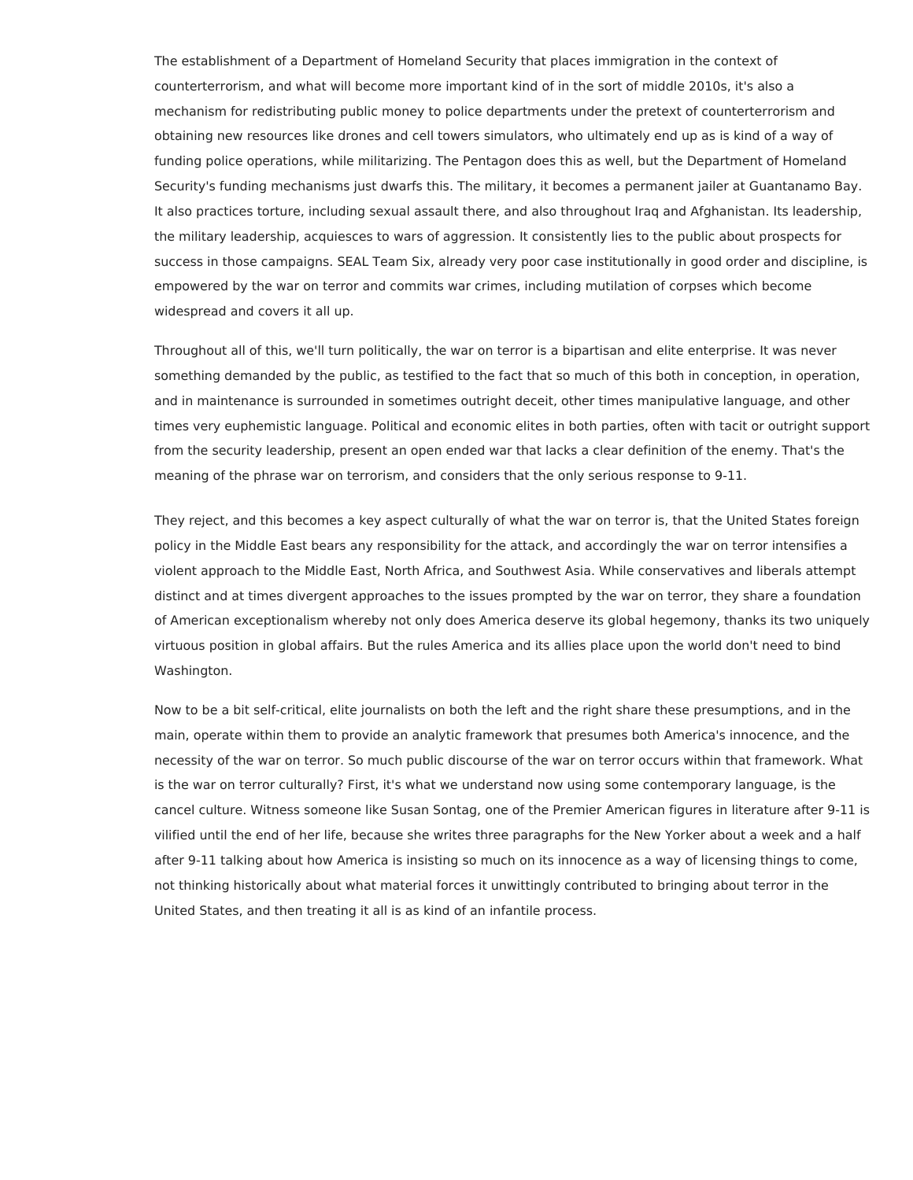The establishment of a Department of Homeland Security that places immigration in the context of counterterrorism, and what will become more important kind of in the sort of middle 2010s, it's also a mechanism for redistributing public money to police departments under the pretext of counterterrorism and obtaining new resources like drones and cell towers simulators, who ultimately end up as is kind of a way of funding police operations, while militarizing. The Pentagon does this as well, but the Department of Homeland Security's funding mechanisms just dwarfs this. The military, it becomes a permanent jailer at Guantanamo Bay. It also practices torture, including sexual assault there, and also throughout Iraq and Afghanistan. Its leadership, the military leadership, acquiesces to wars of aggression. It consistently lies to the public about prospects for success in those campaigns. SEAL Team Six, already very poor case institutionally in good order and discipline, is empowered by the war on terror and commits war crimes, including mutilation of corpses which become widespread and covers it all up.

Throughout all of this, we'll turn politically, the war on terror is a bipartisan and elite enterprise. It was never something demanded by the public, as testified to the fact that so much of this both in conception, in operation, and in maintenance is surrounded in sometimes outright deceit, other times manipulative language, and other times very euphemistic language. Political and economic elites in both parties, often with tacit or outright support from the security leadership, present an open ended war that lacks a clear definition of the enemy. That's the meaning of the phrase war on terrorism, and considers that the only serious response to 9-11.

They reject, and this becomes a key aspect culturally of what the war on terror is, that the United States foreign policy in the Middle East bears any responsibility for the attack, and accordingly the war on terror intensifies a violent approach to the Middle East, North Africa, and Southwest Asia. While conservatives and liberals attempt distinct and at times divergent approaches to the issues prompted by the war on terror, they share a foundation of American exceptionalism whereby not only does America deserve its global hegemony, thanks its two uniquely virtuous position in global affairs. But the rules America and its allies place upon the world don't need to bind Washington.

Now to be a bit self-critical, elite journalists on both the left and the right share these presumptions, and in the main, operate within them to provide an analytic framework that presumes both America's innocence, and the necessity of the war on terror. So much public discourse of the war on terror occurs within that framework. What is the war on terror culturally? First, it's what we understand now using some contemporary language, is the cancel culture. Witness someone like Susan Sontag, one of the Premier American figures in literature after 9-11 is vilified until the end of her life, because she writes three paragraphs for the New Yorker about a week and a half after 9-11 talking about how America is insisting so much on its innocence as a way of licensing things to come, not thinking historically about what material forces it unwittingly contributed to bringing about terror in the United States, and then treating it all is as kind of an infantile process.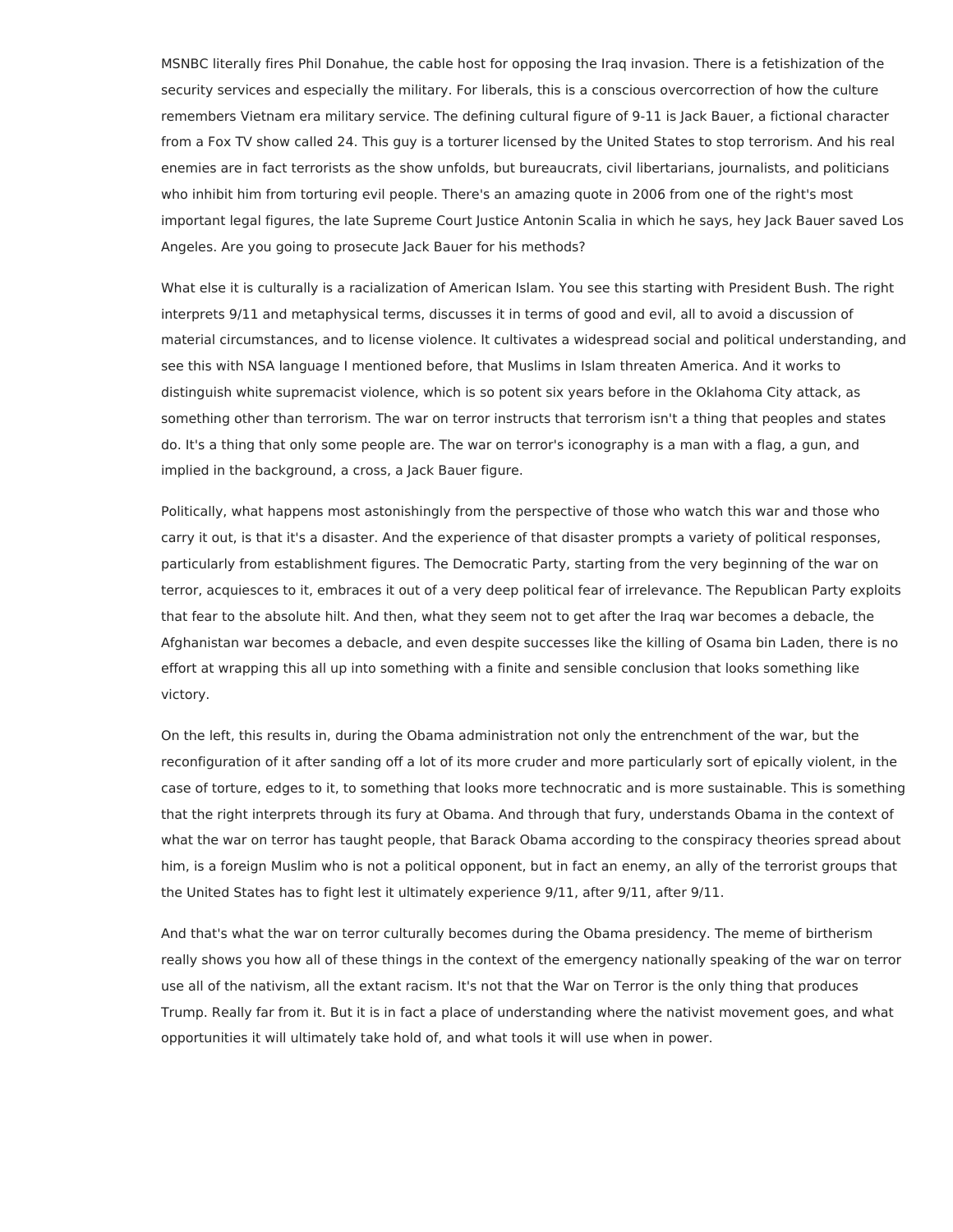MSNBC literally fires Phil Donahue, the cable host for opposing the Iraq invasion. There is a fetishization of the security services and especially the military. For liberals, this is a conscious overcorrection of how the culture remembers Vietnam era military service. The defining cultural figure of 9-11 is Jack Bauer, a fictional character from a Fox TV show called 24. This guy is a torturer licensed by the United States to stop terrorism. And his real enemies are in fact terrorists as the show unfolds, but bureaucrats, civil libertarians, journalists, and politicians who inhibit him from torturing evil people. There's an amazing quote in 2006 from one of the right's most important legal figures, the late Supreme Court Justice Antonin Scalia in which he says, hey Jack Bauer saved Los Angeles. Are you going to prosecute Jack Bauer for his methods?

What else it is culturally is a racialization of American Islam. You see this starting with President Bush. The right interprets 9/11 and metaphysical terms, discusses it in terms of good and evil, all to avoid a discussion of material circumstances, and to license violence. It cultivates a widespread social and political understanding, and see this with NSA language I mentioned before, that Muslims in Islam threaten America. And it works to distinguish white supremacist violence, which is so potent six years before in the Oklahoma City attack, as something other than terrorism. The war on terror instructs that terrorism isn't a thing that peoples and states do. It's a thing that only some people are. The war on terror's iconography is a man with a flag, a gun, and implied in the background, a cross, a Jack Bauer figure.

Politically, what happens most astonishingly from the perspective of those who watch this war and those who carry it out, is that it's a disaster. And the experience of that disaster prompts a variety of political responses, particularly from establishment figures. The Democratic Party, starting from the very beginning of the war on terror, acquiesces to it, embraces it out of a very deep political fear of irrelevance. The Republican Party exploits that fear to the absolute hilt. And then, what they seem not to get after the Iraq war becomes a debacle, the Afghanistan war becomes a debacle, and even despite successes like the killing of Osama bin Laden, there is no effort at wrapping this all up into something with a finite and sensible conclusion that looks something like victory.

On the left, this results in, during the Obama administration not only the entrenchment of the war, but the reconfiguration of it after sanding off a lot of its more cruder and more particularly sort of epically violent, in the case of torture, edges to it, to something that looks more technocratic and is more sustainable. This is something that the right interprets through its fury at Obama. And through that fury, understands Obama in the context of what the war on terror has taught people, that Barack Obama according to the conspiracy theories spread about him, is a foreign Muslim who is not a political opponent, but in fact an enemy, an ally of the terrorist groups that the United States has to fight lest it ultimately experience 9/11, after 9/11, after 9/11.

And that's what the war on terror culturally becomes during the Obama presidency. The meme of birtherism really shows you how all of these things in the context of the emergency nationally speaking of the war on terror use all of the nativism, all the extant racism. It's not that the War on Terror is the only thing that produces Trump. Really far from it. But it is in fact a place of understanding where the nativist movement goes, and what opportunities it will ultimately take hold of, and what tools it will use when in power.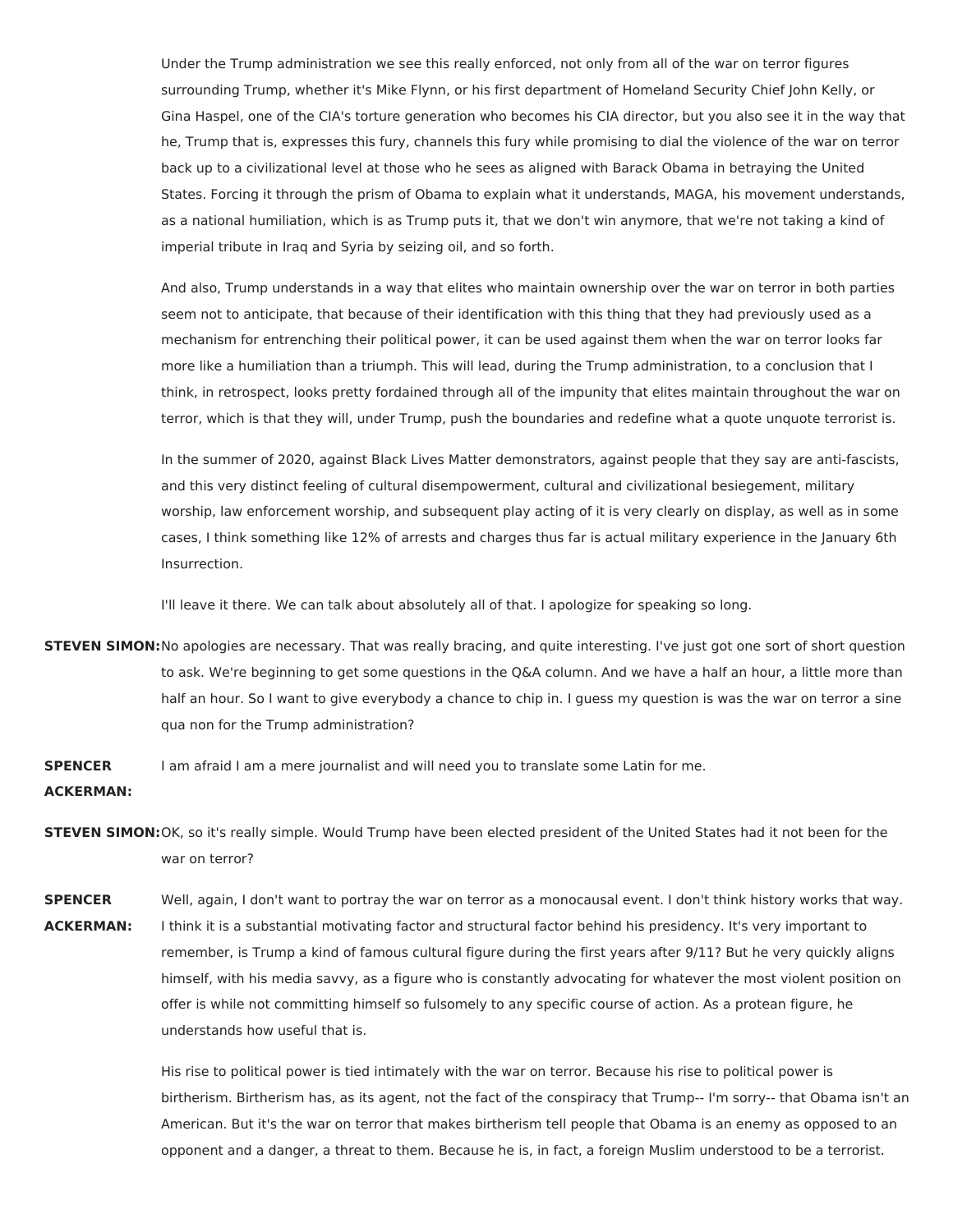Under the Trump administration we see this really enforced, not only from all of the war on terror figures surrounding Trump, whether it's Mike Flynn, or his first department of Homeland Security Chief John Kelly, or Gina Haspel, one of the CIA's torture generation who becomes his CIA director, but you also see it in the way that he, Trump that is, expresses this fury, channels this fury while promising to dial the violence of the war on terror back up to a civilizational level at those who he sees as aligned with Barack Obama in betraying the United States. Forcing it through the prism of Obama to explain what it understands, MAGA, his movement understands, as a national humiliation, which is as Trump puts it, that we don't win anymore, that we're not taking a kind of imperial tribute in Iraq and Syria by seizing oil, and so forth.

And also, Trump understands in a way that elites who maintain ownership over the war on terror in both parties seem not to anticipate, that because of their identification with this thing that they had previously used as a mechanism for entrenching their political power, it can be used against them when the war on terror looks far more like a humiliation than a triumph. This will lead, during the Trump administration, to a conclusion that I think, in retrospect, looks pretty fordained through all of the impunity that elites maintain throughout the war on terror, which is that they will, under Trump, push the boundaries and redefine what a quote unquote terrorist is.

In the summer of 2020, against Black Lives Matter demonstrators, against people that they say are anti-fascists, and this very distinct feeling of cultural disempowerment, cultural and civilizational besiegement, military worship, law enforcement worship, and subsequent play acting of it is very clearly on display, as well as in some cases, I think something like 12% of arrests and charges thus far is actual military experience in the January 6th Insurrection.

I'll leave it there. We can talk about absolutely all of that. I apologize for speaking so long.

**STEVEN SIMON:** No apologies are necessary. That was really bracing, and quite interesting. I've just got one sort of short question to ask. We're beginning to get some questions in the Q&A column. And we have a half an hour, a little more than half an hour. So I want to give everybody a chance to chip in. I guess my question is was the war on terror a sine qua non for the Trump administration?

**SPENCER ACKERMAN:** I am afraid I am a mere journalist and will need you to translate some Latin for me.

**STEVEN SIMON:** OK, so it's really simple. Would Trump have been elected president of the United States had it not been for the war on terror?

**SPENCER ACKERMAN:** Well, again, I don't want to portray the war on terror as a monocausal event. I don't think history works that way. I think it is a substantial motivating factor and structural factor behind his presidency. It's very important to remember, is Trump a kind of famous cultural figure during the first years after 9/11? But he very quickly aligns himself, with his media savvy, as a figure who is constantly advocating for whatever the most violent position on offer is while not committing himself so fulsomely to any specific course of action. As a protean figure, he understands how useful that is.

His rise to political power is tied intimately with the war on terror. Because his rise to political power is birtherism. Birtherism has, as its agent, not the fact of the conspiracy that Trump-- I'm sorry-- that Obama isn't an American. But it's the war on terror that makes birtherism tell people that Obama is an enemy as opposed to an opponent and a danger, a threat to them. Because he is, in fact, a foreign Muslim understood to be a terrorist.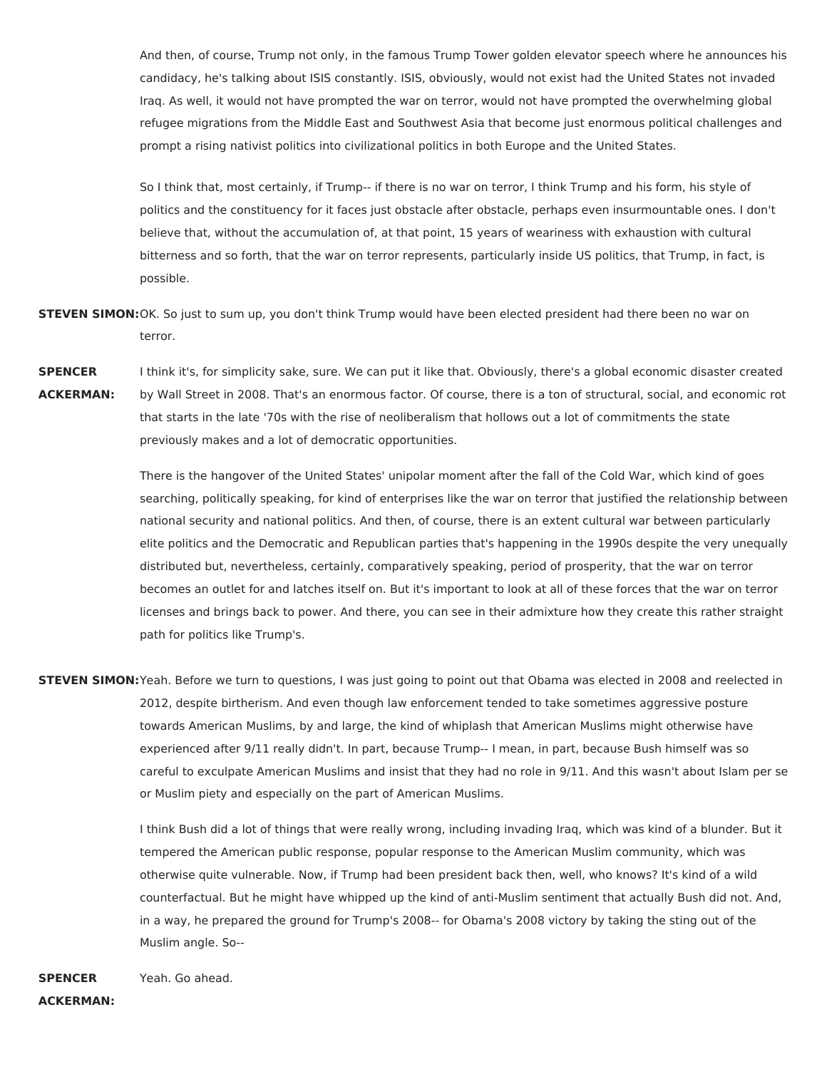And then, of course, Trump not only, in the famous Trump Tower golden elevator speech where he announces his candidacy, he's talking about ISIS constantly. ISIS, obviously, would not exist had the United States not invaded Iraq. As well, it would not have prompted the war on terror, would not have prompted the overwhelming global refugee migrations from the Middle East and Southwest Asia that become just enormous political challenges and prompt a rising nativist politics into civilizational politics in both Europe and the United States.

So I think that, most certainly, if Trump-- if there is no war on terror, I think Trump and his form, his style of politics and the constituency for it faces just obstacle after obstacle, perhaps even insurmountable ones. I don't believe that, without the accumulation of, at that point, 15 years of weariness with exhaustion with cultural bitterness and so forth, that the war on terror represents, particularly inside US politics, that Trump, in fact, is possible.

**STEVEN SIMON:** OK. So just to sum up, you don't think Trump would have been elected president had there been no war on terror.

**SPENCER ACKERMAN:** I think it's, for simplicity sake, sure. We can put it like that. Obviously, there's a global economic disaster created by Wall Street in 2008. That's an enormous factor. Of course, there is a ton of structural, social, and economic rot that starts in the late '70s with the rise of neoliberalism that hollows out a lot of commitments the state previously makes and a lot of democratic opportunities.

There is the hangover of the United States' unipolar moment after the fall of the Cold War, which kind of goes searching, politically speaking, for kind of enterprises like the war on terror that justified the relationship between national security and national politics. And then, of course, there is an extent cultural war between particularly elite politics and the Democratic and Republican parties that's happening in the 1990s despite the very unequally distributed but, nevertheless, certainly, comparatively speaking, period of prosperity, that the war on terror becomes an outlet for and latches itself on. But it's important to look at all of these forces that the war on terror licenses and brings back to power. And there, you can see in their admixture how they create this rather straight path for politics like Trump's.

**STEVEN SIMON:** Yeah. Before we turn to questions, I was just going to point out that Obama was elected in 2008 and reelected in 2012, despite birtherism. And even though law enforcement tended to take sometimes aggressive posture towards American Muslims, by and large, the kind of whiplash that American Muslims might otherwise have experienced after 9/11 really didn't. In part, because Trump-- I mean, in part, because Bush himself was so careful to exculpate American Muslims and insist that they had no role in 9/11. And this wasn't about Islam per se or Muslim piety and especially on the part of American Muslims.

I think Bush did a lot of things that were really wrong, including invading Iraq, which was kind of a blunder. But it tempered the American public response, popular response to the American Muslim community, which was otherwise quite vulnerable. Now, if Trump had been president back then, well, who knows? It's kind of a wild counterfactual. But he might have whipped up the kind of anti-Muslim sentiment that actually Bush did not. And, in a way, he prepared the ground for Trump's 2008-- for Obama's 2008 victory by taking the sting out of the Muslim angle. So--

**SPENCER ACKERMAN:** Yeah. Go ahead.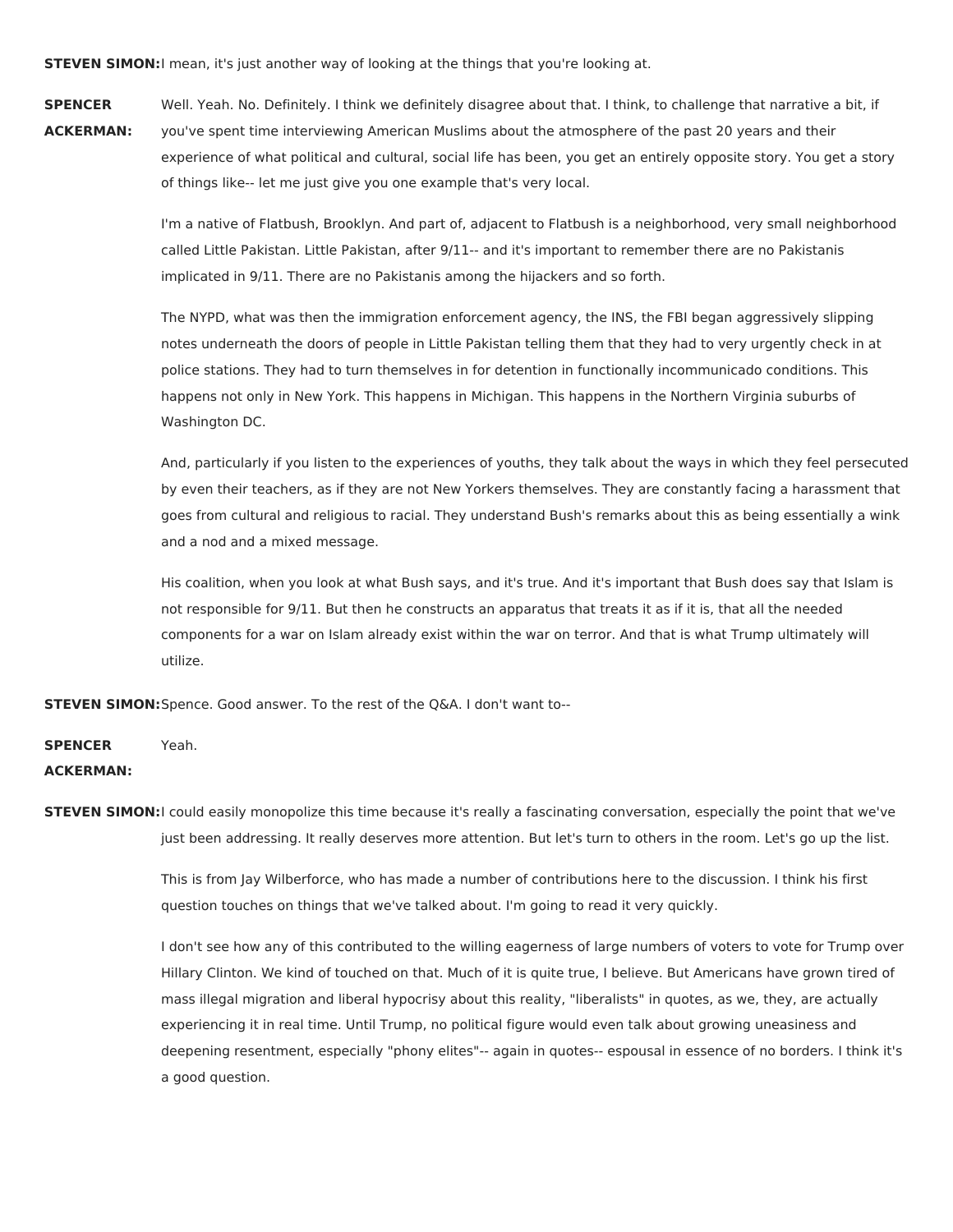**STEVEN SIMON:** I mean, it's just another way of looking at the things that you're looking at.

**SPENCER ACKERMAN:** Well. Yeah. No. Definitely. I think we definitely disagree about that. I think, to challenge that narrative a bit, if you've spent time interviewing American Muslims about the atmosphere of the past 20 years and their experience of what political and cultural, social life has been, you get an entirely opposite story. You get a story of things like-- let me just give you one example that's very local.

I'm a native of Flatbush, Brooklyn. And part of, adjacent to Flatbush is a neighborhood, very small neighborhood called Little Pakistan. Little Pakistan, after 9/11-- and it's important to remember there are no Pakistanis implicated in 9/11. There are no Pakistanis among the hijackers and so forth.

The NYPD, what was then the immigration enforcement agency, the INS, the FBI began aggressively slipping notes underneath the doors of people in Little Pakistan telling them that they had to very urgently check in at police stations. They had to turn themselves in for detention in functionally incommunicado conditions. This happens not only in New York. This happens in Michigan. This happens in the Northern Virginia suburbs of Washington DC.

And, particularly if you listen to the experiences of youths, they talk about the ways in which they feel persecuted by even their teachers, as if they are not New Yorkers themselves. They are constantly facing a harassment that goes from cultural and religious to racial. They understand Bush's remarks about this as being essentially a wink and a nod and a mixed message.

His coalition, when you look at what Bush says, and it's true. And it's important that Bush does say that Islam is not responsible for 9/11. But then he constructs an apparatus that treats it as if it is, that all the needed components for a war on Islam already exist within the war on terror. And that is what Trump ultimately will utilize.

**STEVEN SIMON:** Spence. Good answer. To the rest of the Q&A. I don't want to--

**SPENCER ACKERMAN:** Yeah.

**STEVEN SIMON:** I could easily monopolize this time because it's really a fascinating conversation, especially the point that we've just been addressing. It really deserves more attention. But let's turn to others in the room. Let's go up the list.

This is from Jay Wilberforce, who has made a number of contributions here to the discussion. I think his first question touches on things that we've talked about. I'm going to read it very quickly.

I don't see how any of this contributed to the willing eagerness of large numbers of voters to vote for Trump over Hillary Clinton. We kind of touched on that. Much of it is quite true, I believe. But Americans have grown tired of mass illegal migration and liberal hypocrisy about this reality, "liberalists" in quotes, as we, they, are actually experiencing it in real time. Until Trump, no political figure would even talk about growing uneasiness and deepening resentment, especially "phony elites"-- again in quotes-- espousal in essence of no borders. I think it's a good question.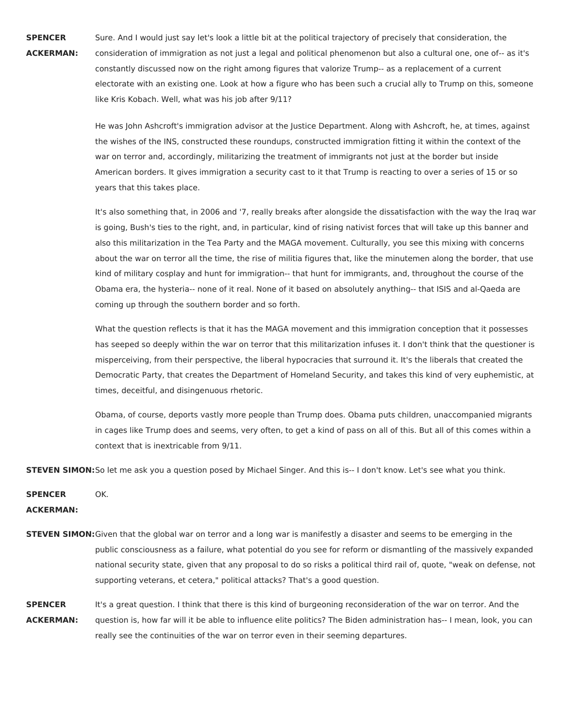**SPENCER ACKERMAN:** Sure. And I would just say let's look a little bit at the political trajectory of precisely that consideration, the consideration of immigration as not just a legal and political phenomenon but also a cultural one, one of-- as it's constantly discussed now on the right among figures that valorize Trump-- as a replacement of a current electorate with an existing one. Look at how a figure who has been such a crucial ally to Trump on this, someone like Kris Kobach. Well, what was his job after 9/11?

He was John Ashcroft's immigration advisor at the Justice Department. Along with Ashcroft, he, at times, against the wishes of the INS, constructed these roundups, constructed immigration fitting it within the context of the war on terror and, accordingly, militarizing the treatment of immigrants not just at the border but inside American borders. It gives immigration a security cast to it that Trump is reacting to over a series of 15 or so years that this takes place.

It's also something that, in 2006 and '7, really breaks after alongside the dissatisfaction with the way the Iraq war is going, Bush's ties to the right, and, in particular, kind of rising nativist forces that will take up this banner and also this militarization in the Tea Party and the MAGA movement. Culturally, you see this mixing with concerns about the war on terror all the time, the rise of militia figures that, like the minutemen along the border, that use kind of military cosplay and hunt for immigration-- that hunt for immigrants, and, throughout the course of the Obama era, the hysteria-- none of it real. None of it based on absolutely anything-- that ISIS and al-Qaeda are coming up through the southern border and so forth.

What the question reflects is that it has the MAGA movement and this immigration conception that it possesses has seeped so deeply within the war on terror that this militarization infuses it. I don't think that the questioner is misperceiving, from their perspective, the liberal hypocracies that surround it. It's the liberals that created the Democratic Party, that creates the Department of Homeland Security, and takes this kind of very euphemistic, at times, deceitful, and disingenuous rhetoric.

Obama, of course, deports vastly more people than Trump does. Obama puts children, unaccompanied migrants in cages like Trump does and seems, very often, to get a kind of pass on all of this. But all of this comes within a context that is inextricable from 9/11.

**STEVEN SIMON:** So let me ask you a question posed by Michael Singer. And this is-- I don't know. Let's see what you think.

**SPENCER ACKERMAN:** OK.

**STEVEN SIMON:** Given that the global war on terror and a long war is manifestly a disaster and seems to be emerging in the public consciousness as a failure, what potential do you see for reform or dismantling of the massively expanded national security state, given that any proposal to do so risks a political third rail of, quote, "weak on defense, not supporting veterans, et cetera," political attacks? That's a good question.

**SPENCER ACKERMAN:** It's a great question. I think that there is this kind of burgeoning reconsideration of the war on terror. And the question is, how far will it be able to influence elite politics? The Biden administration has-- I mean, look, you can really see the continuities of the war on terror even in their seeming departures.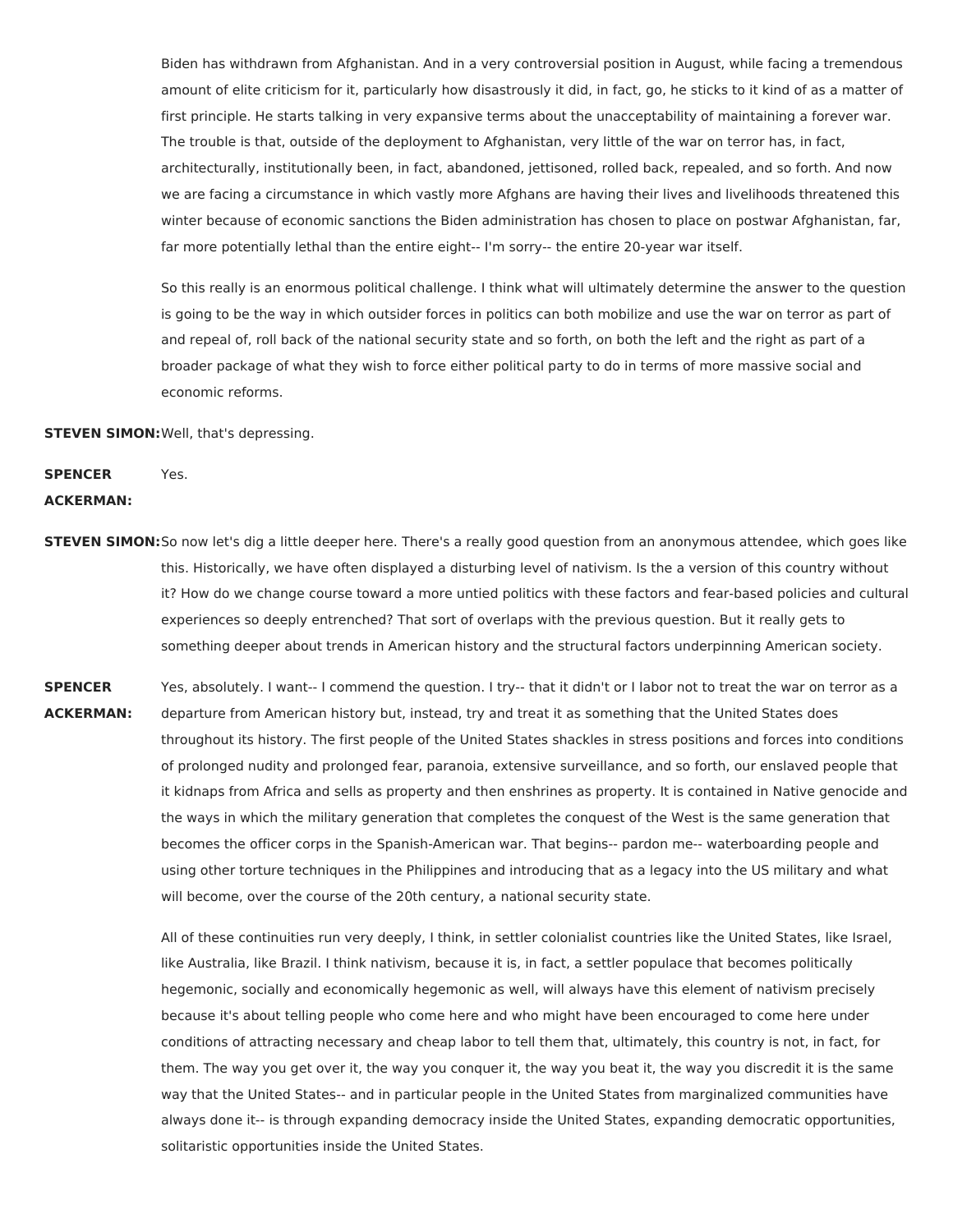Biden has withdrawn from Afghanistan. And in a very controversial position in August, while facing a tremendous amount of elite criticism for it, particularly how disastrously it did, in fact, go, he sticks to it kind of as a matter of first principle. He starts talking in very expansive terms about the unacceptability of maintaining a forever war. The trouble is that, outside of the deployment to Afghanistan, very little of the war on terror has, in fact, architecturally, institutionally been, in fact, abandoned, jettisoned, rolled back, repealed, and so forth. And now we are facing a circumstance in which vastly more Afghans are having their lives and livelihoods threatened this winter because of economic sanctions the Biden administration has chosen to place on postwar Afghanistan, far, far more potentially lethal than the entire eight-- I'm sorry-- the entire 20-year war itself.

So this really is an enormous political challenge. I think what will ultimately determine the answer to the question is going to be the way in which outsider forces in politics can both mobilize and use the war on terror as part of and repeal of, roll back of the national security state and so forth, on both the left and the right as part of a broader package of what they wish to force either political party to do in terms of more massive social and economic reforms.

**STEVEN SIMON:** Well, that's depressing.

**SPENCER ACKERMAN:** Yes.

**STEVEN SIMON:** So now let's dig a little deeper here. There's a really good question from an anonymous attendee, which goes like this. Historically, we have often displayed a disturbing level of nativism. Is the a version of this country without it? How do we change course toward a more untied politics with these factors and fear-based policies and cultural experiences so deeply entrenched? That sort of overlaps with the previous question. But it really gets to something deeper about trends in American history and the structural factors underpinning American society.

**SPENCER ACKERMAN:** Yes, absolutely. I want-- I commend the question. I try-- that it didn't or I labor not to treat the war on terror as a departure from American history but, instead, try and treat it as something that the United States does throughout its history. The first people of the United States shackles in stress positions and forces into conditions of prolonged nudity and prolonged fear, paranoia, extensive surveillance, and so forth, our enslaved people that it kidnaps from Africa and sells as property and then enshrines as property. It is contained in Native genocide and the ways in which the military generation that completes the conquest of the West is the same generation that becomes the officer corps in the Spanish-American war. That begins-- pardon me-- waterboarding people and using other torture techniques in the Philippines and introducing that as a legacy into the US military and what will become, over the course of the 20th century, a national security state.

All of these continuities run very deeply, I think, in settler colonialist countries like the United States, like Israel, like Australia, like Brazil. I think nativism, because it is, in fact, a settler populace that becomes politically hegemonic, socially and economically hegemonic as well, will always have this element of nativism precisely because it's about telling people who come here and who might have been encouraged to come here under conditions of attracting necessary and cheap labor to tell them that, ultimately, this country is not, in fact, for them. The way you get over it, the way you conquer it, the way you beat it, the way you discredit it is the same way that the United States-- and in particular people in the United States from marginalized communities have always done it-- is through expanding democracy inside the United States, expanding democratic opportunities, solitaristic opportunities inside the United States.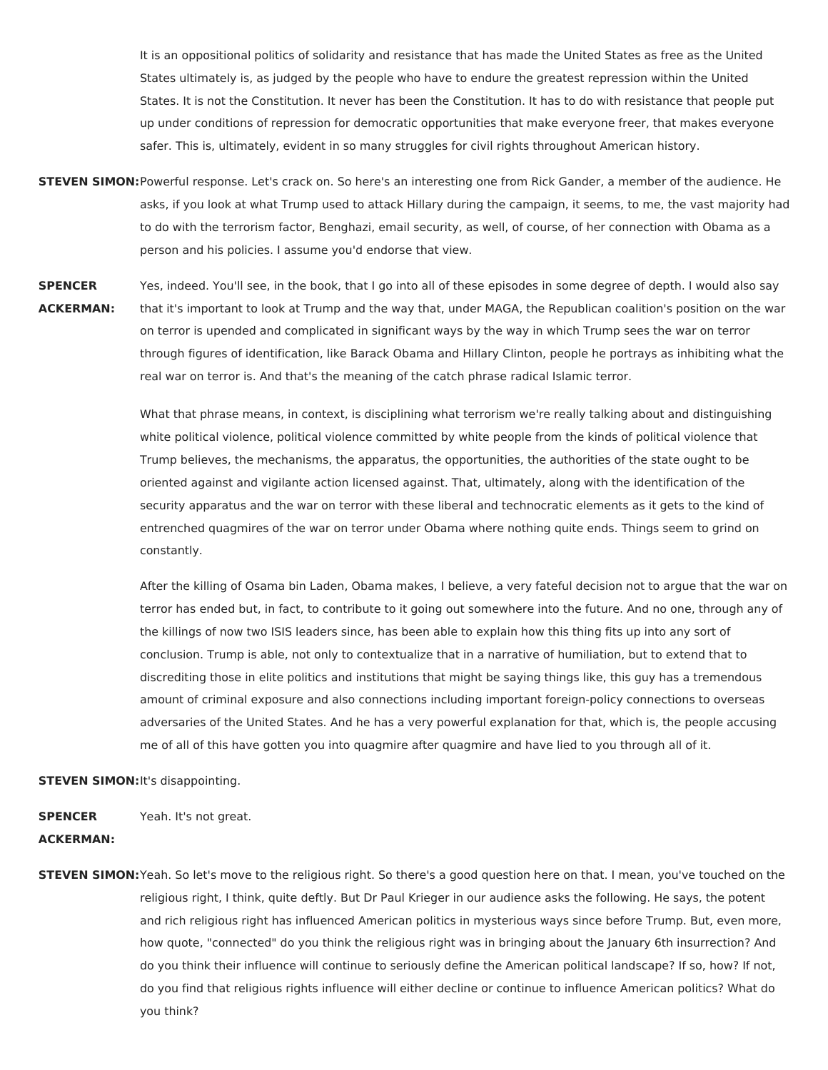It is an oppositional politics of solidarity and resistance that has made the United States as free as the United States ultimately is, as judged by the people who have to endure the greatest repression within the United States. It is not the Constitution. It never has been the Constitution. It has to do with resistance that people put up under conditions of repression for democratic opportunities that make everyone freer, that makes everyone safer. This is, ultimately, evident in so many struggles for civil rights throughout American history.

**STEVEN SIMON:** Powerful response. Let's crack on. So here's an interesting one from Rick Gander, a member of the audience. He asks, if you look at what Trump used to attack Hillary during the campaign, it seems, to me, the vast majority had to do with the terrorism factor, Benghazi, email security, as well, of course, of her connection with Obama as a person and his policies. I assume you'd endorse that view.

**SPENCER ACKERMAN:** Yes, indeed. You'll see, in the book, that I go into all of these episodes in some degree of depth. I would also say that it's important to look at Trump and the way that, under MAGA, the Republican coalition's position on the war on terror is upended and complicated in significant ways by the way in which Trump sees the war on terror through figures of identification, like Barack Obama and Hillary Clinton, people he portrays as inhibiting what the real war on terror is. And that's the meaning of the catch phrase radical Islamic terror.

What that phrase means, in context, is disciplining what terrorism we're really talking about and distinguishing white political violence, political violence committed by white people from the kinds of political violence that Trump believes, the mechanisms, the apparatus, the opportunities, the authorities of the state ought to be oriented against and vigilante action licensed against. That, ultimately, along with the identification of the security apparatus and the war on terror with these liberal and technocratic elements as it gets to the kind of entrenched quagmires of the war on terror under Obama where nothing quite ends. Things seem to grind on constantly.

After the killing of Osama bin Laden, Obama makes, I believe, a very fateful decision not to argue that the war on terror has ended but, in fact, to contribute to it going out somewhere into the future. And no one, through any of the killings of now two ISIS leaders since, has been able to explain how this thing fits up into any sort of conclusion. Trump is able, not only to contextualize that in a narrative of humiliation, but to extend that to discrediting those in elite politics and institutions that might be saying things like, this guy has a tremendous amount of criminal exposure and also connections including important foreign-policy connections to overseas adversaries of the United States. And he has a very powerful explanation for that, which is, the people accusing me of all of this have gotten you into quagmire after quagmire and have lied to you through all of it.

**STEVEN SIMON:** It's disappointing.

**SPENCER ACKERMAN:** Yeah. It's not great.

**STEVEN SIMON:** Yeah. So let's move to the religious right. So there's a good question here on that. I mean, you've touched on the religious right, I think, quite deftly. But Dr Paul Krieger in our audience asks the following. He says, the potent and rich religious right has influenced American politics in mysterious ways since before Trump. But, even more, how quote, "connected" do you think the religious right was in bringing about the January 6th insurrection? And do you think their influence will continue to seriously define the American political landscape? If so, how? If not, do you find that religious rights influence will either decline or continue to influence American politics? What do you think?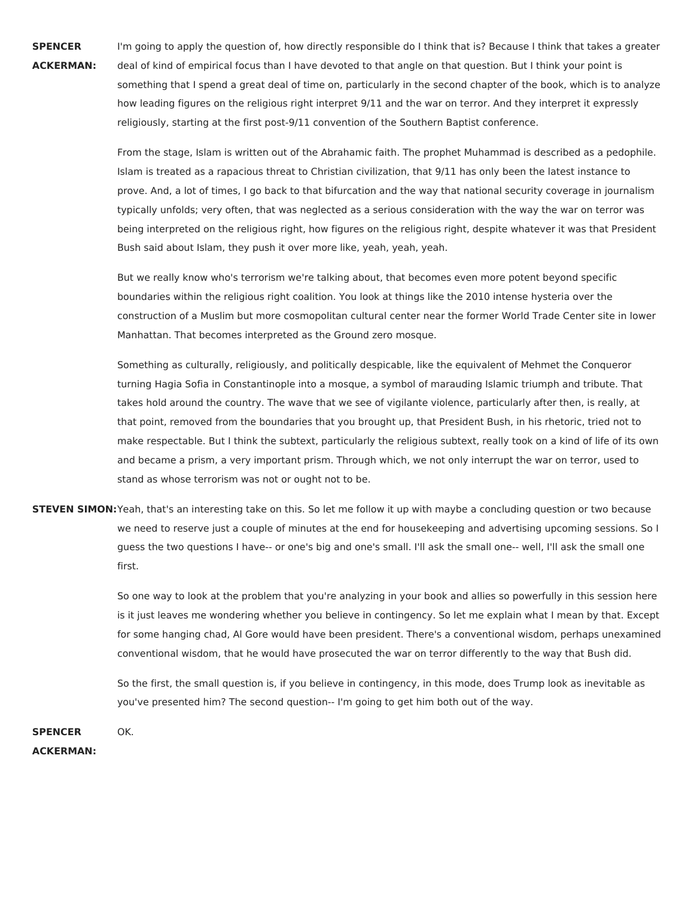**SPENCER ACKERMAN:** I'm going to apply the question of, how directly responsible do I think that is? Because I think that takes a greater deal of kind of empirical focus than I have devoted to that angle on that question. But I think your point is something that I spend a great deal of time on, particularly in the second chapter of the book, which is to analyze how leading figures on the religious right interpret 9/11 and the war on terror. And they interpret it expressly religiously, starting at the first post-9/11 convention of the Southern Baptist conference.

From the stage, Islam is written out of the Abrahamic faith. The prophet Muhammad is described as a pedophile. Islam is treated as a rapacious threat to Christian civilization, that 9/11 has only been the latest instance to prove. And, a lot of times, I go back to that bifurcation and the way that national security coverage in journalism typically unfolds; very often, that was neglected as a serious consideration with the way the war on terror was being interpreted on the religious right, how figures on the religious right, despite whatever it was that President Bush said about Islam, they push it over more like, yeah, yeah, yeah.

But we really know who's terrorism we're talking about, that becomes even more potent beyond specific boundaries within the religious right coalition. You look at things like the 2010 intense hysteria over the construction of a Muslim but more cosmopolitan cultural center near the former World Trade Center site in lower Manhattan. That becomes interpreted as the Ground zero mosque.

Something as culturally, religiously, and politically despicable, like the equivalent of Mehmet the Conqueror turning Hagia Sofia in Constantinople into a mosque, a symbol of marauding Islamic triumph and tribute. That takes hold around the country. The wave that we see of vigilante violence, particularly after then, is really, at that point, removed from the boundaries that you brought up, that President Bush, in his rhetoric, tried not to make respectable. But I think the subtext, particularly the religious subtext, really took on a kind of life of its own and became a prism, a very important prism. Through which, we not only interrupt the war on terror, used to stand as whose terrorism was not or ought not to be.

**STEVEN SIMON:** Yeah, that's an interesting take on this. So let me follow it up with maybe a concluding question or two because we need to reserve just a couple of minutes at the end for housekeeping and advertising upcoming sessions. So I guess the two questions I have-- or one's big and one's small. I'll ask the small one-- well, I'll ask the small one first.

So one way to look at the problem that you're analyzing in your book and allies so powerfully in this session here is it just leaves me wondering whether you believe in contingency. So let me explain what I mean by that. Except for some hanging chad, Al Gore would have been president. There's a conventional wisdom, perhaps unexamined conventional wisdom, that he would have prosecuted the war on terror differently to the way that Bush did.

So the first, the small question is, if you believe in contingency, in this mode, does Trump look as inevitable as you've presented him? The second question-- I'm going to get him both out of the way.

**SPENCER ACKERMAN:** OK.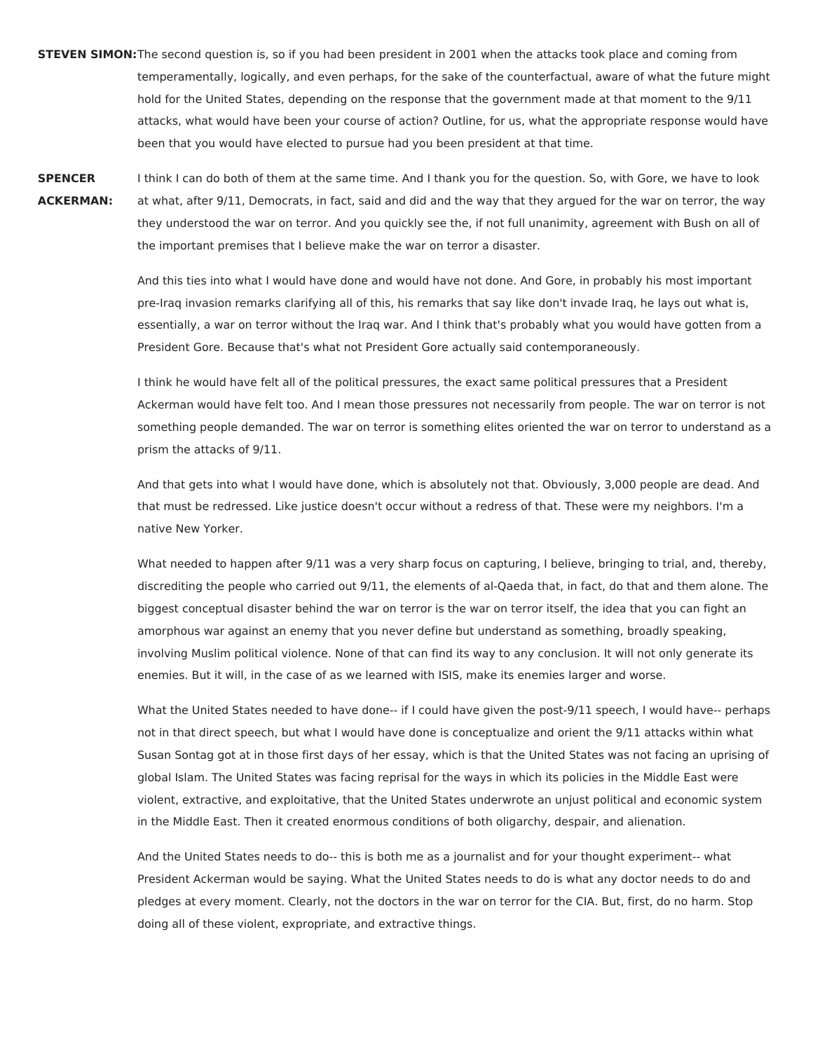**STEVEN SIMON:** The second question is, so if you had been president in 2001 when the attacks took place and coming from temperamentally, logically, and even perhaps, for the sake of the counterfactual, aware of what the future might hold for the United States, depending on the response that the government made at that moment to the 9/11 attacks, what would have been your course of action? Outline, for us, what the appropriate response would have been that you would have elected to pursue had you been president at that time.

**SPENCER ACKERMAN:** I think I can do both of them at the same time. And I thank you for the question. So, with Gore, we have to look at what, after 9/11, Democrats, in fact, said and did and the way that they argued for the war on terror, the way they understood the war on terror. And you quickly see the, if not full unanimity, agreement with Bush on all of the important premises that I believe make the war on terror a disaster.

And this ties into what I would have done and would have not done. And Gore, in probably his most important pre-Iraq invasion remarks clarifying all of this, his remarks that say like don't invade Iraq, he lays out what is, essentially, a war on terror without the Iraq war. And I think that's probably what you would have gotten from a President Gore. Because that's what not President Gore actually said contemporaneously.

I think he would have felt all of the political pressures, the exact same political pressures that a President Ackerman would have felt too. And I mean those pressures not necessarily from people. The war on terror is not something people demanded. The war on terror is something elites oriented the war on terror to understand as a prism the attacks of 9/11.

And that gets into what I would have done, which is absolutely not that. Obviously, 3,000 people are dead. And that must be redressed. Like justice doesn't occur without a redress of that. These were my neighbors. I'm a native New Yorker.

What needed to happen after 9/11 was a very sharp focus on capturing, I believe, bringing to trial, and, thereby, discrediting the people who carried out 9/11, the elements of al-Qaeda that, in fact, do that and them alone. The biggest conceptual disaster behind the war on terror is the war on terror itself, the idea that you can fight an amorphous war against an enemy that you never define but understand as something, broadly speaking, involving Muslim political violence. None of that can find its way to any conclusion. It will not only generate its enemies. But it will, in the case of as we learned with ISIS, make its enemies larger and worse.

What the United States needed to have done-- if I could have given the post-9/11 speech, I would have-- perhaps not in that direct speech, but what I would have done is conceptualize and orient the 9/11 attacks within what Susan Sontag got at in those first days of her essay, which is that the United States was not facing an uprising of global Islam. The United States was facing reprisal for the ways in which its policies in the Middle East were violent, extractive, and exploitative, that the United States underwrote an unjust political and economic system in the Middle East. Then it created enormous conditions of both oligarchy, despair, and alienation.

And the United States needs to do-- this is both me as a journalist and for your thought experiment-- what President Ackerman would be saying. What the United States needs to do is what any doctor needs to do and pledges at every moment. Clearly, not the doctors in the war on terror for the CIA. But, first, do no harm. Stop doing all of these violent, expropriate, and extractive things.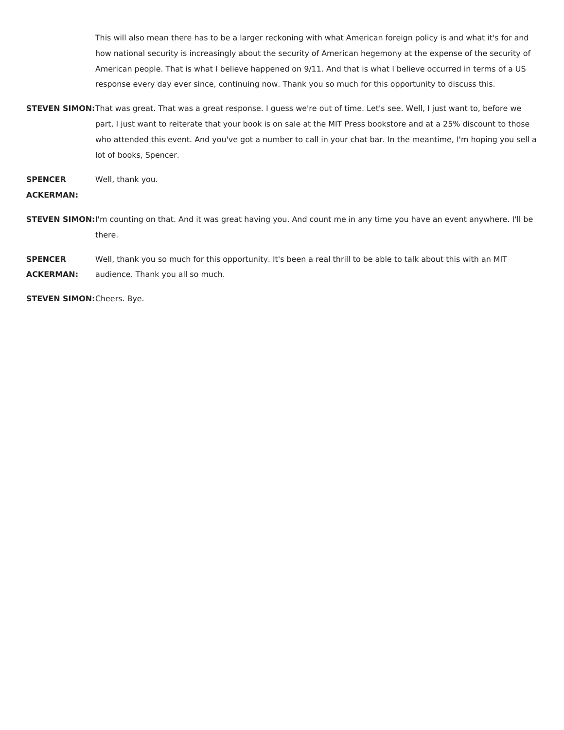This will also mean there has to be a larger reckoning with what American foreign policy is and what it's for and how national security is increasingly about the security of American hegemony at the expense of the security of American people. That is what I believe happened on 9/11. And that is what I believe occurred in terms of a US response every day ever since, continuing now. Thank you so much for this opportunity to discuss this.

**STEVEN SIMON:** That was great. That was a great response. I guess we're out of time. Let's see. Well, I just want to, before we part, I just want to reiterate that your book is on sale at the MIT Press bookstore and at a 25% discount to those who attended this event. And you've got a number to call in your chat bar. In the meantime, I'm hoping you sell a lot of books, Spencer.

**SPENCER ACKERMAN:** Well, thank you.

**STEVEN SIMON:** I'm counting on that. And it was great having you. And count me in any time you have an event anywhere. I'll be there.

**SPENCER ACKERMAN:** Well, thank you so much for this opportunity. It's been a real thrill to be able to talk about this with an MIT audience. Thank you all so much.

**STEVEN SIMON:** Cheers. Bye.